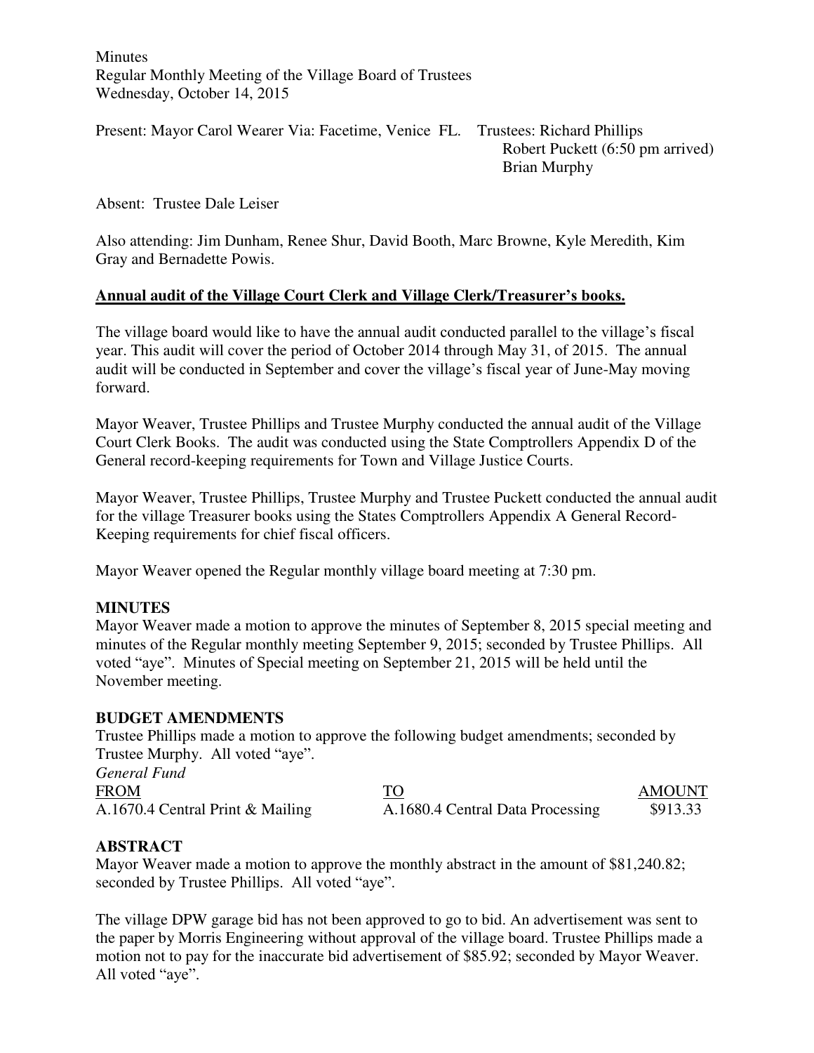Minutes
Regular Monthly Meeting of the Village Board of Trustees
Wednesday, October 14, 2015

Present: Mayor Carol Wearer Via: Facetime, Venice FL. Trustees: Richard Phillips
Robert Puckett (6:50 pm arrived)
Brian Murphy

Absent: Trustee Dale Leiser

Also attending: Jim Dunham, Renee Shur, David Booth, Marc Browne, Kyle Meredith, Kim Gray and Bernadette Powis.

**Annual audit of the Village Court Clerk and Village Clerk/Treasurer's books.**

The village board would like to have the annual audit conducted parallel to the village's fiscal year. This audit will cover the period of October 2014 through May 31, of 2015. The annual audit will be conducted in September and cover the village's fiscal year of June-May moving forward.

Mayor Weaver, Trustee Phillips and Trustee Murphy conducted the annual audit of the Village Court Clerk Books. The audit was conducted using the State Comptrollers Appendix D of the General record-keeping requirements for Town and Village Justice Courts.

Mayor Weaver, Trustee Phillips, Trustee Murphy and Trustee Puckett conducted the annual audit for the village Treasurer books using the States Comptrollers Appendix A General Record-Keeping requirements for chief fiscal officers.

Mayor Weaver opened the Regular monthly village board meeting at 7:30 pm.

**MINUTES**

Mayor Weaver made a motion to approve the minutes of September 8, 2015 special meeting and minutes of the Regular monthly meeting September 9, 2015; seconded by Trustee Phillips. All voted "aye". Minutes of Special meeting on September 21, 2015 will be held until the November meeting.

**BUDGET AMENDMENTS**

Trustee Phillips made a motion to approve the following budget amendments; seconded by Trustee Murphy. All voted "aye".

*General Fund*

| FROM | TO | AMOUNT |
|---|---|---|
| A.1670.4 Central Print & Mailing | A.1680.4 Central Data Processing | $913.33 |

**ABSTRACT**

Mayor Weaver made a motion to approve the monthly abstract in the amount of $81,240.82; seconded by Trustee Phillips. All voted "aye".

The village DPW garage bid has not been approved to go to bid. An advertisement was sent to the paper by Morris Engineering without approval of the village board. Trustee Phillips made a motion not to pay for the inaccurate bid advertisement of $85.92; seconded by Mayor Weaver. All voted "aye".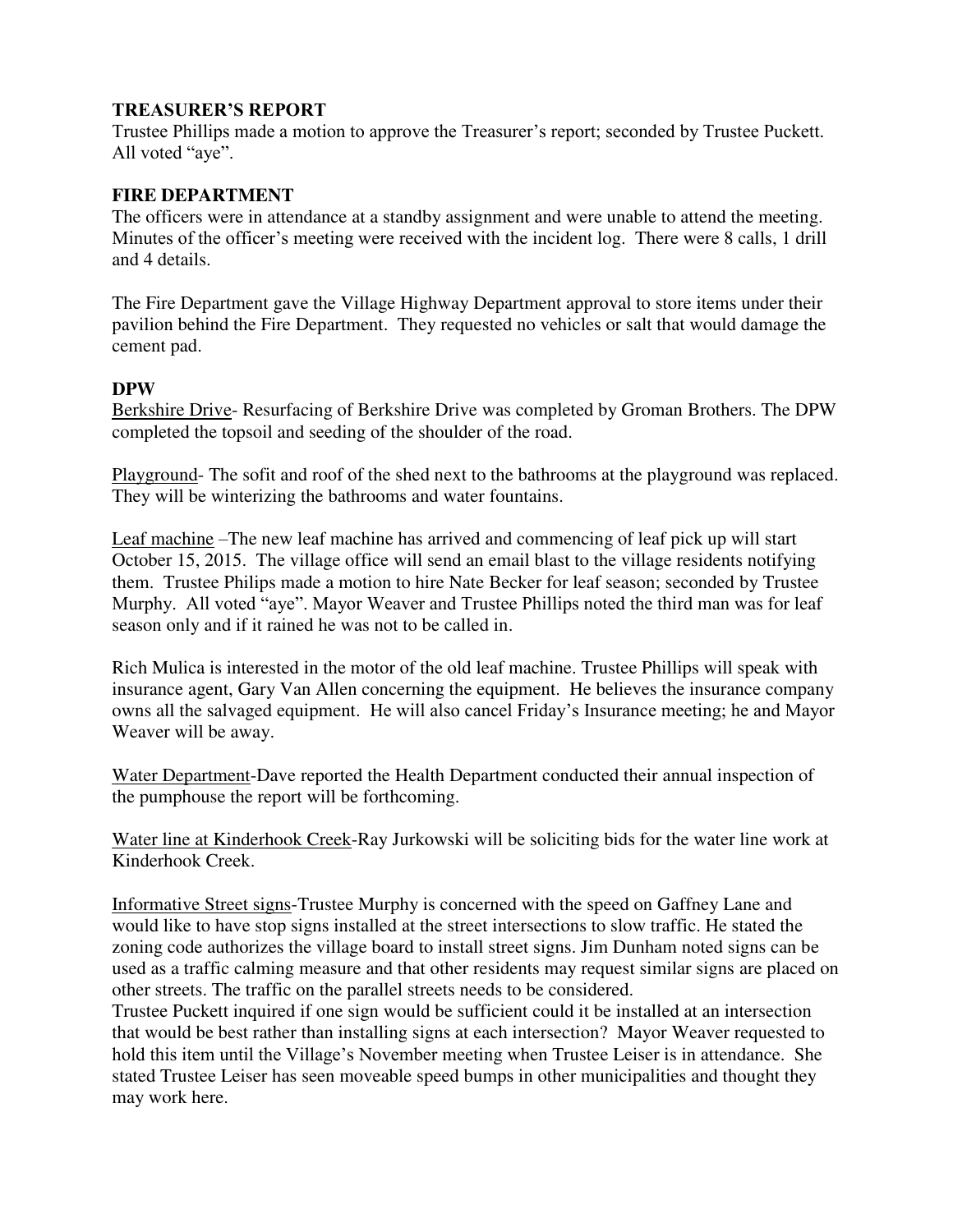**TREASURER'S REPORT**

Trustee Phillips made a motion to approve the Treasurer's report; seconded by Trustee Puckett. All voted "aye".

**FIRE DEPARTMENT**

The officers were in attendance at a standby assignment and were unable to attend the meeting. Minutes of the officer's meeting were received with the incident log. There were 8 calls, 1 drill and 4 details.

The Fire Department gave the Village Highway Department approval to store items under their pavilion behind the Fire Department. They requested no vehicles or salt that would damage the cement pad.

**DPW**

Berkshire Drive- Resurfacing of Berkshire Drive was completed by Groman Brothers. The DPW completed the topsoil and seeding of the shoulder of the road.

Playground- The sofit and roof of the shed next to the bathrooms at the playground was replaced. They will be winterizing the bathrooms and water fountains.

Leaf machine –The new leaf machine has arrived and commencing of leaf pick up will start October 15, 2015. The village office will send an email blast to the village residents notifying them. Trustee Philips made a motion to hire Nate Becker for leaf season; seconded by Trustee Murphy. All voted "aye". Mayor Weaver and Trustee Phillips noted the third man was for leaf season only and if it rained he was not to be called in.

Rich Mulica is interested in the motor of the old leaf machine. Trustee Phillips will speak with insurance agent, Gary Van Allen concerning the equipment. He believes the insurance company owns all the salvaged equipment. He will also cancel Friday's Insurance meeting; he and Mayor Weaver will be away.

Water Department-Dave reported the Health Department conducted their annual inspection of the pumphouse the report will be forthcoming.

Water line at Kinderhook Creek-Ray Jurkowski will be soliciting bids for the water line work at Kinderhook Creek.

Informative Street signs-Trustee Murphy is concerned with the speed on Gaffney Lane and would like to have stop signs installed at the street intersections to slow traffic. He stated the zoning code authorizes the village board to install street signs. Jim Dunham noted signs can be used as a traffic calming measure and that other residents may request similar signs are placed on other streets. The traffic on the parallel streets needs to be considered.

Trustee Puckett inquired if one sign would be sufficient could it be installed at an intersection that would be best rather than installing signs at each intersection? Mayor Weaver requested to hold this item until the Village's November meeting when Trustee Leiser is in attendance. She stated Trustee Leiser has seen moveable speed bumps in other municipalities and thought they may work here.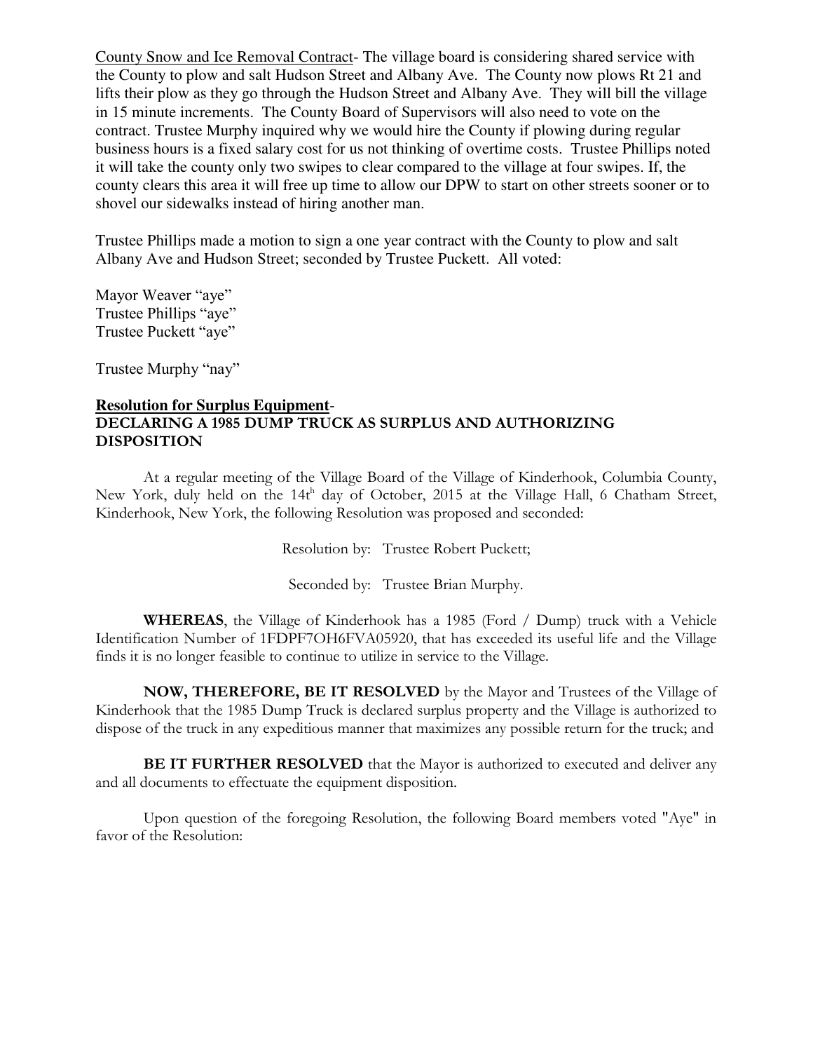County Snow and Ice Removal Contract- The village board is considering shared service with the County to plow and salt Hudson Street and Albany Ave. The County now plows Rt 21 and lifts their plow as they go through the Hudson Street and Albany Ave. They will bill the village in 15 minute increments. The County Board of Supervisors will also need to vote on the contract. Trustee Murphy inquired why we would hire the County if plowing during regular business hours is a fixed salary cost for us not thinking of overtime costs. Trustee Phillips noted it will take the county only two swipes to clear compared to the village at four swipes. If, the county clears this area it will free up time to allow our DPW to start on other streets sooner or to shovel our sidewalks instead of hiring another man.

Trustee Phillips made a motion to sign a one year contract with the County to plow and salt Albany Ave and Hudson Street; seconded by Trustee Puckett. All voted:

Mayor Weaver "aye"
Trustee Phillips "aye"
Trustee Puckett "aye"

Trustee Murphy "nay"

**Resolution for Surplus Equipment**-
**DECLARING A 1985 DUMP TRUCK AS SURPLUS AND AUTHORIZING DISPOSITION**

At a regular meeting of the Village Board of the Village of Kinderhook, Columbia County, New York, duly held on the 14th day of October, 2015 at the Village Hall, 6 Chatham Street, Kinderhook, New York, the following Resolution was proposed and seconded:

Resolution by: Trustee Robert Puckett;

Seconded by: Trustee Brian Murphy.

**WHEREAS**, the Village of Kinderhook has a 1985 (Ford / Dump) truck with a Vehicle Identification Number of 1FDPF7OH6FVA05920, that has exceeded its useful life and the Village finds it is no longer feasible to continue to utilize in service to the Village.

**NOW, THEREFORE, BE IT RESOLVED** by the Mayor and Trustees of the Village of Kinderhook that the 1985 Dump Truck is declared surplus property and the Village is authorized to dispose of the truck in any expeditious manner that maximizes any possible return for the truck; and

**BE IT FURTHER RESOLVED** that the Mayor is authorized to executed and deliver any and all documents to effectuate the equipment disposition.

Upon question of the foregoing Resolution, the following Board members voted "Aye" in favor of the Resolution: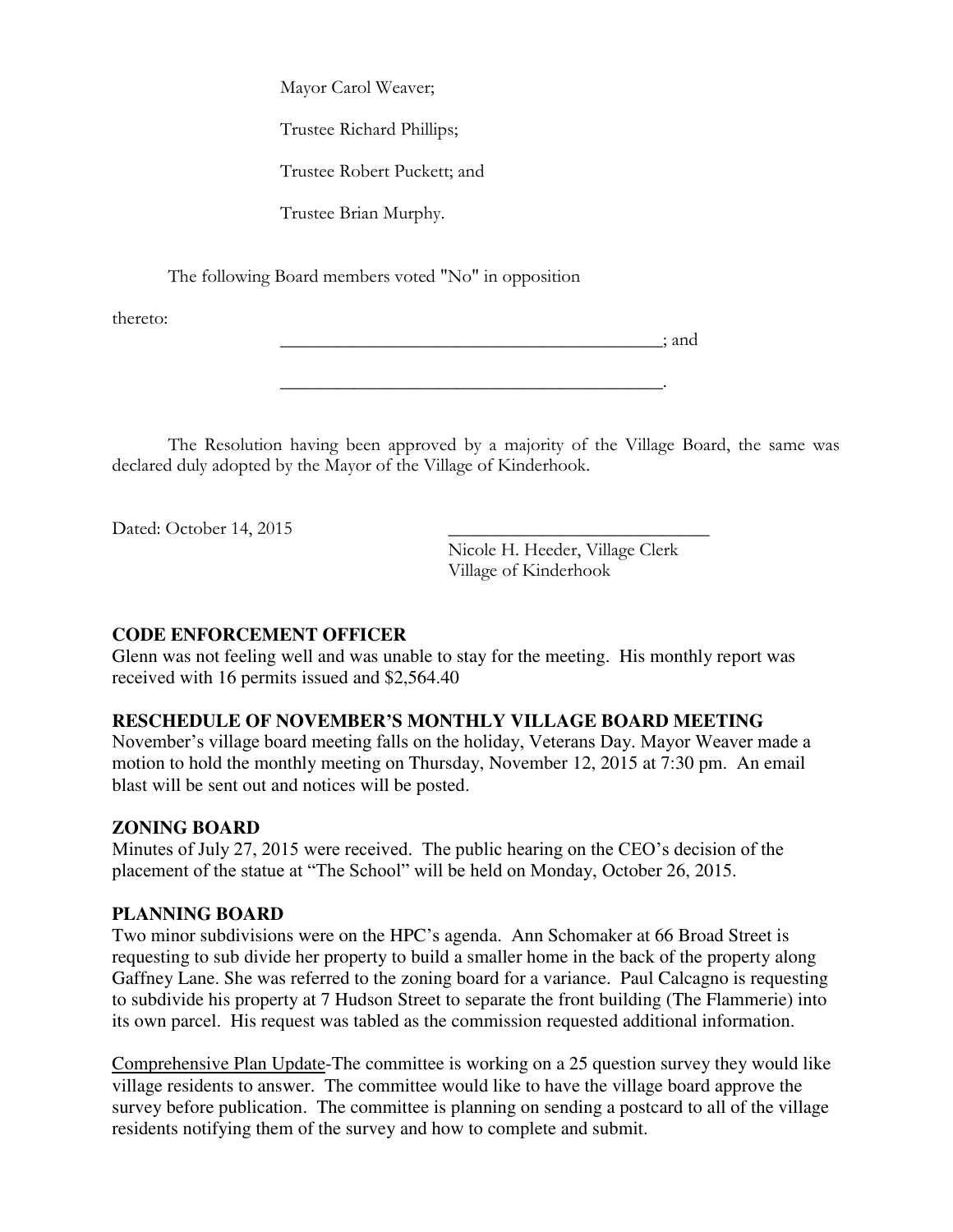Mayor Carol Weaver;

Trustee Richard Phillips;

Trustee Robert Puckett; and

Trustee Brian Murphy.

The following Board members voted "No" in opposition

thereto:

__________________________________________; and

__________________________________________.

The Resolution having been approved by a majority of the Village Board, the same was declared duly adopted by the Mayor of the Village of Kinderhook.

Dated: October 14, 2015

____________________________
Nicole H. Heeder, Village Clerk
Village of Kinderhook

**CODE ENFORCEMENT OFFICER**

Glenn was not feeling well and was unable to stay for the meeting. His monthly report was received with 16 permits issued and $2,564.40

**RESCHEDULE OF NOVEMBER'S MONTHLY VILLAGE BOARD MEETING**

November's village board meeting falls on the holiday, Veterans Day. Mayor Weaver made a motion to hold the monthly meeting on Thursday, November 12, 2015 at 7:30 pm. An email blast will be sent out and notices will be posted.

**ZONING BOARD**

Minutes of July 27, 2015 were received. The public hearing on the CEO's decision of the placement of the statue at "The School" will be held on Monday, October 26, 2015.

**PLANNING BOARD**

Two minor subdivisions were on the HPC's agenda. Ann Schomaker at 66 Broad Street is requesting to sub divide her property to build a smaller home in the back of the property along Gaffney Lane. She was referred to the zoning board for a variance. Paul Calcagno is requesting to subdivide his property at 7 Hudson Street to separate the front building (The Flammerie) into its own parcel. His request was tabled as the commission requested additional information.

Comprehensive Plan Update-The committee is working on a 25 question survey they would like village residents to answer. The committee would like to have the village board approve the survey before publication. The committee is planning on sending a postcard to all of the village residents notifying them of the survey and how to complete and submit.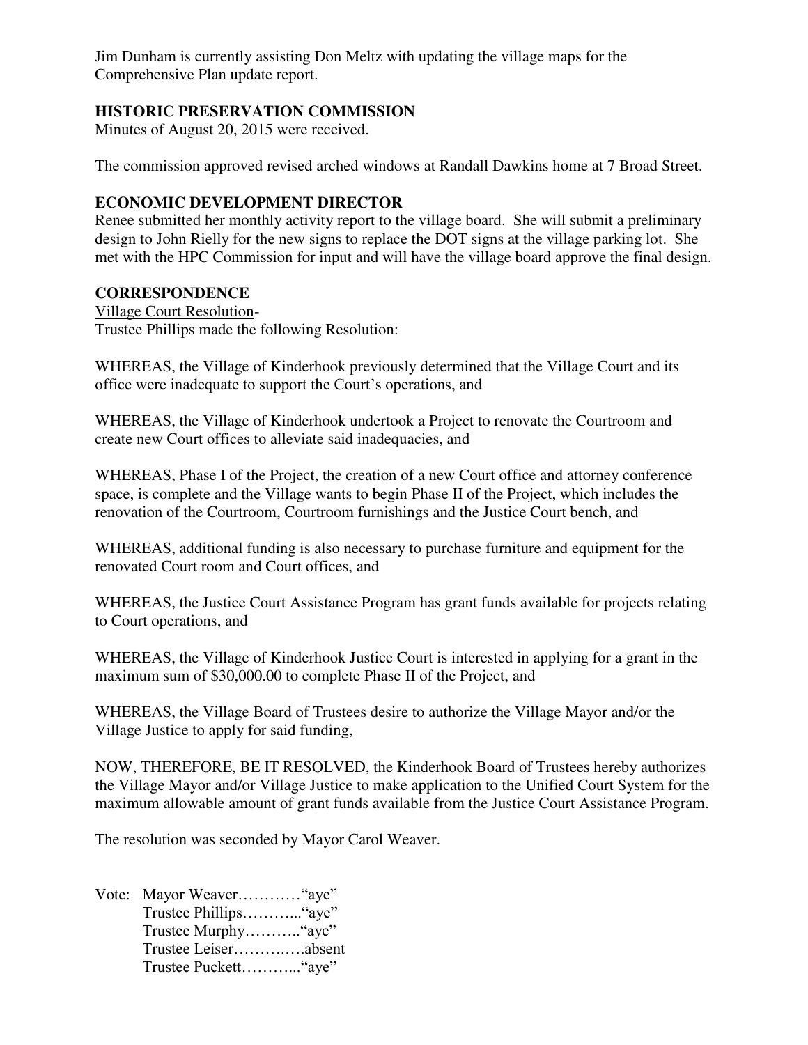Jim Dunham is currently assisting Don Meltz with updating the village maps for the Comprehensive Plan update report.

## HISTORIC PRESERVATION COMMISSION

Minutes of August 20, 2015 were received.

The commission approved revised arched windows at Randall Dawkins home at 7 Broad Street.

## ECONOMIC DEVELOPMENT DIRECTOR

Renee submitted her monthly activity report to the village board. She will submit a preliminary design to John Rielly for the new signs to replace the DOT signs at the village parking lot. She met with the HPC Commission for input and will have the village board approve the final design.

## CORRESPONDENCE

Village Court Resolution-
Trustee Phillips made the following Resolution:

WHEREAS, the Village of Kinderhook previously determined that the Village Court and its office were inadequate to support the Court's operations, and

WHEREAS, the Village of Kinderhook undertook a Project to renovate the Courtroom and create new Court offices to alleviate said inadequacies, and

WHEREAS, Phase I of the Project, the creation of a new Court office and attorney conference space, is complete and the Village wants to begin Phase II of the Project, which includes the renovation of the Courtroom, Courtroom furnishings and the Justice Court bench, and

WHEREAS, additional funding is also necessary to purchase furniture and equipment for the renovated Court room and Court offices, and

WHEREAS, the Justice Court Assistance Program has grant funds available for projects relating to Court operations, and

WHEREAS, the Village of Kinderhook Justice Court is interested in applying for a grant in the maximum sum of $30,000.00 to complete Phase II of the Project, and

WHEREAS, the Village Board of Trustees desire to authorize the Village Mayor and/or the Village Justice to apply for said funding,

NOW, THEREFORE, BE IT RESOLVED, the Kinderhook Board of Trustees hereby authorizes the Village Mayor and/or Village Justice to make application to the Unified Court System for the maximum allowable amount of grant funds available from the Justice Court Assistance Program.

The resolution was seconded by Mayor Carol Weaver.

Vote: Mayor Weaver…………"aye"
Trustee Phillips………..."aye"
Trustee Murphy……….."aye"
Trustee Leiser……….….absent
Trustee Puckett………..."aye"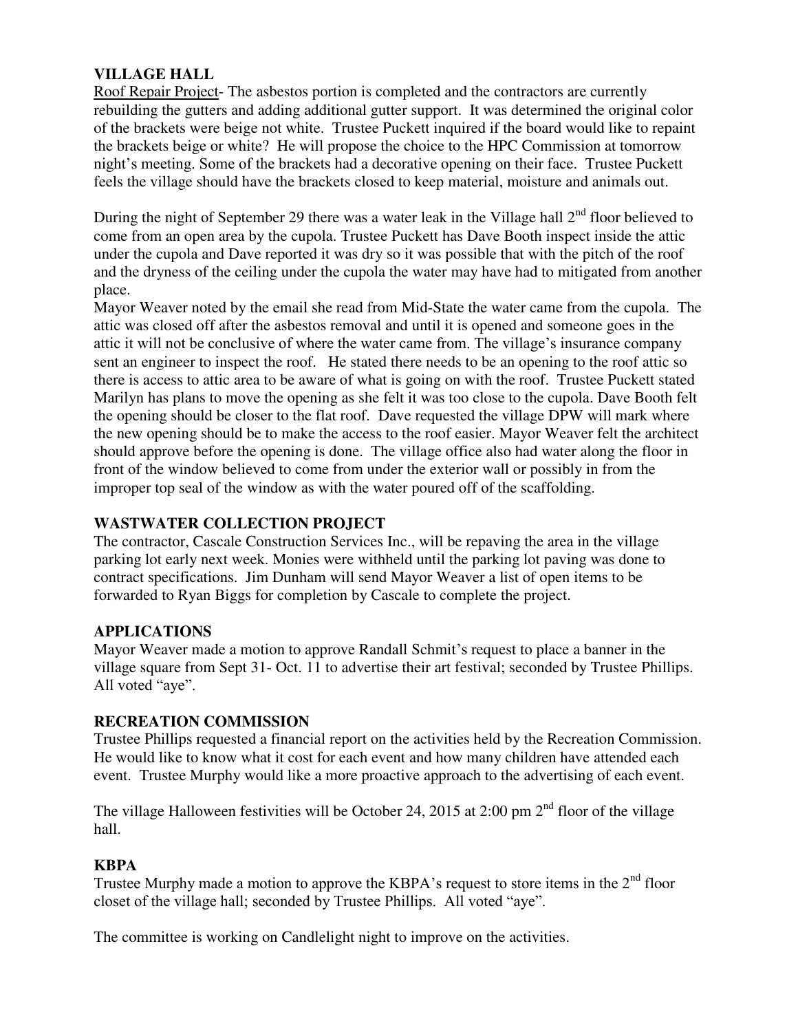**VILLAGE HALL**

Roof Repair Project- The asbestos portion is completed and the contractors are currently rebuilding the gutters and adding additional gutter support. It was determined the original color of the brackets were beige not white. Trustee Puckett inquired if the board would like to repaint the brackets beige or white? He will propose the choice to the HPC Commission at tomorrow night's meeting. Some of the brackets had a decorative opening on their face. Trustee Puckett feels the village should have the brackets closed to keep material, moisture and animals out.

During the night of September 29 there was a water leak in the Village hall 2nd floor believed to come from an open area by the cupola. Trustee Puckett has Dave Booth inspect inside the attic under the cupola and Dave reported it was dry so it was possible that with the pitch of the roof and the dryness of the ceiling under the cupola the water may have had to mitigated from another place.

Mayor Weaver noted by the email she read from Mid-State the water came from the cupola. The attic was closed off after the asbestos removal and until it is opened and someone goes in the attic it will not be conclusive of where the water came from. The village's insurance company sent an engineer to inspect the roof. He stated there needs to be an opening to the roof attic so there is access to attic area to be aware of what is going on with the roof. Trustee Puckett stated Marilyn has plans to move the opening as she felt it was too close to the cupola. Dave Booth felt the opening should be closer to the flat roof. Dave requested the village DPW will mark where the new opening should be to make the access to the roof easier. Mayor Weaver felt the architect should approve before the opening is done. The village office also had water along the floor in front of the window believed to come from under the exterior wall or possibly in from the improper top seal of the window as with the water poured off of the scaffolding.

**WASTWATER COLLECTION PROJECT**

The contractor, Cascale Construction Services Inc., will be repaving the area in the village parking lot early next week. Monies were withheld until the parking lot paving was done to contract specifications. Jim Dunham will send Mayor Weaver a list of open items to be forwarded to Ryan Biggs for completion by Cascale to complete the project.

**APPLICATIONS**

Mayor Weaver made a motion to approve Randall Schmit's request to place a banner in the village square from Sept 31- Oct. 11 to advertise their art festival; seconded by Trustee Phillips. All voted "aye".

**RECREATION COMMISSION**

Trustee Phillips requested a financial report on the activities held by the Recreation Commission. He would like to know what it cost for each event and how many children have attended each event. Trustee Murphy would like a more proactive approach to the advertising of each event.

The village Halloween festivities will be October 24, 2015 at 2:00 pm 2nd floor of the village hall.

**KBPA**

Trustee Murphy made a motion to approve the KBPA's request to store items in the 2nd floor closet of the village hall; seconded by Trustee Phillips. All voted "aye".

The committee is working on Candlelight night to improve on the activities.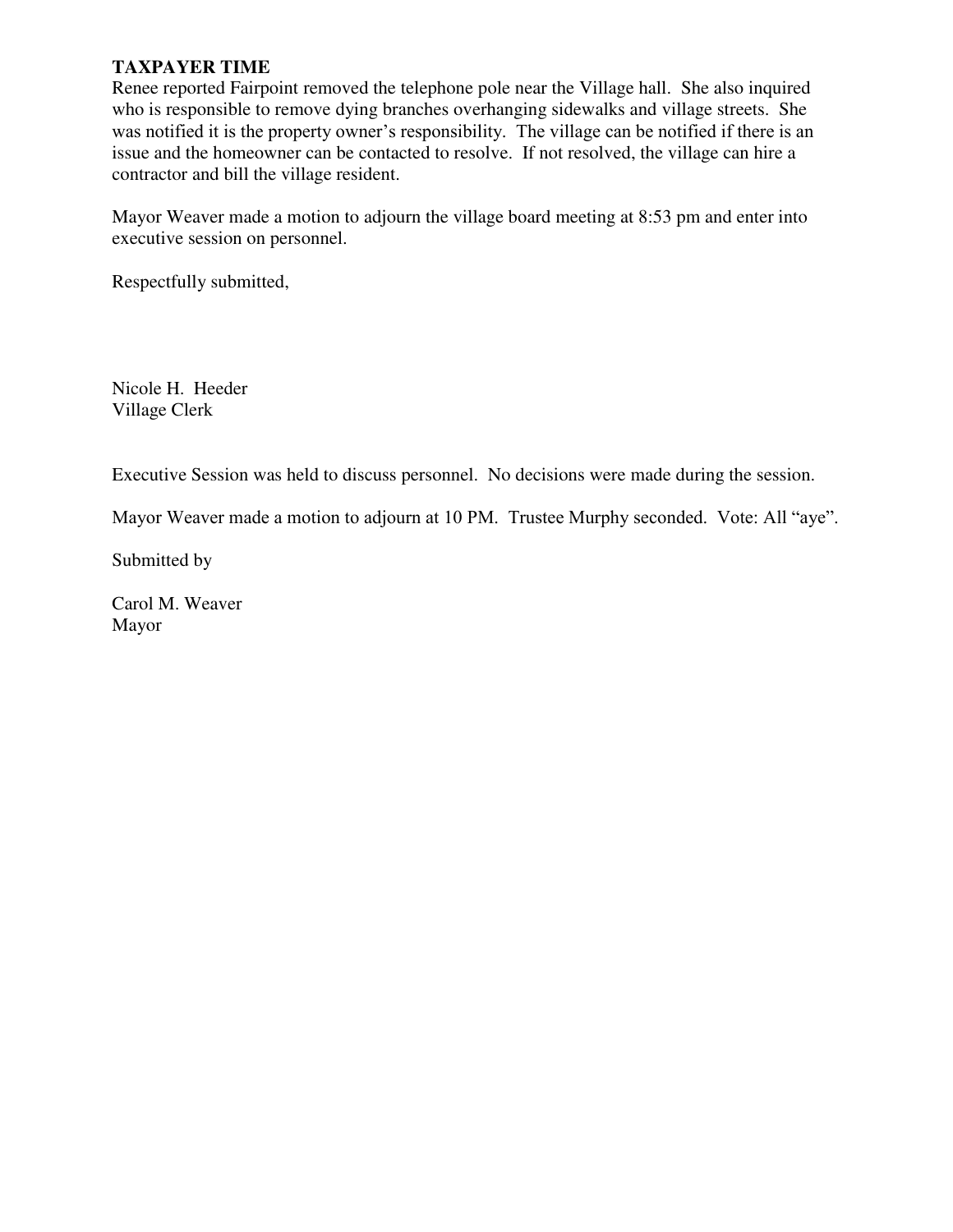**TAXPAYER TIME**

Renee reported Fairpoint removed the telephone pole near the Village hall. She also inquired who is responsible to remove dying branches overhanging sidewalks and village streets. She was notified it is the property owner's responsibility. The village can be notified if there is an issue and the homeowner can be contacted to resolve. If not resolved, the village can hire a contractor and bill the village resident.

Mayor Weaver made a motion to adjourn the village board meeting at 8:53 pm and enter into executive session on personnel.

Respectfully submitted,

Nicole H. Heeder
Village Clerk

Executive Session was held to discuss personnel. No decisions were made during the session.

Mayor Weaver made a motion to adjourn at 10 PM. Trustee Murphy seconded. Vote: All "aye".

Submitted by

Carol M. Weaver
Mayor